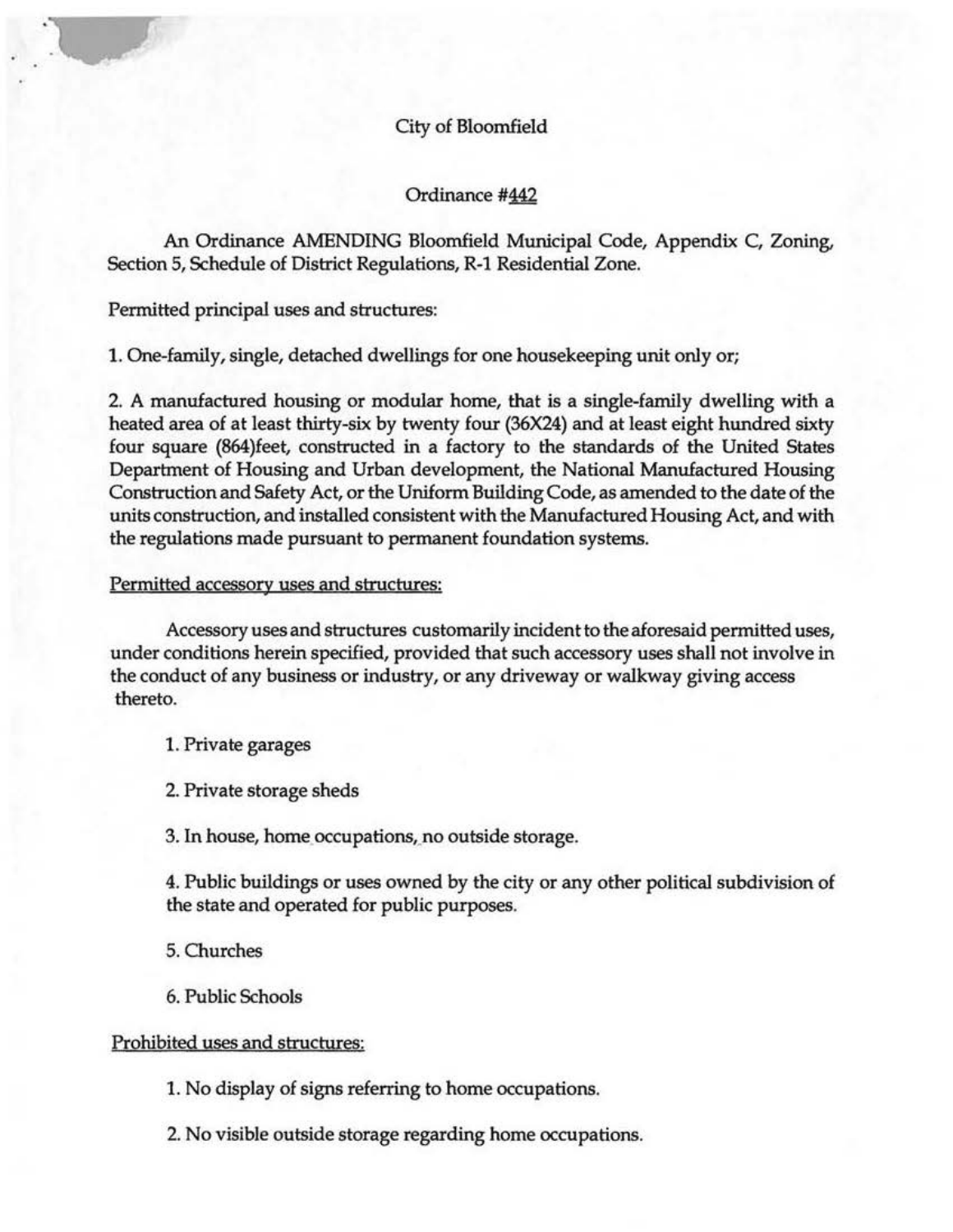# City of Bloomfield

## Ordinance #442

An Ordinance AMENDING Bloomfield Municipal Code, Appendix C, Zoning, Section 5, Schedule of District Regulations, R-1 Residential Zone.

Permitted principal uses and structures:

1. One-family, single, detached dwellings for one housekeeping unit only or;

2. A manufactured housing or modular home, that is a single-family dwelling with a heated area of at least thirty-six by twenty four (36X24) and at least eight hundred sixty four square (864)feet, constructed in a factory to the standards of the United States Department of Housing and Urban development, the National Manufactured Housing Construction and Safety Act, or the Uniform Building Code, as amended to the date of the units construction, and installed consistent with the Manufactured Housing Act, and with the regulations made pursuant to permanent foundation systems.

Permitted accessory uses and structures:

Accessory uses and structures customarily incident to the aforesaid permitted uses, under conditions herein specified, provided that such accessory uses shall not involve in the conduct of any business or industry, or any driveway or walkway giving access thereto.

1. Private garages

2. Private storage sheds

3. In house, home occupations, no outside storage.

4. Public buildings or uses owned by the city or any other political subdivision of the state and operated for public purposes.

5. Churches

6. Public Schools

Prohibited uses and structures:

1. No display of signs referring to home occupations.

2. No visible outside storage regarding home occupations.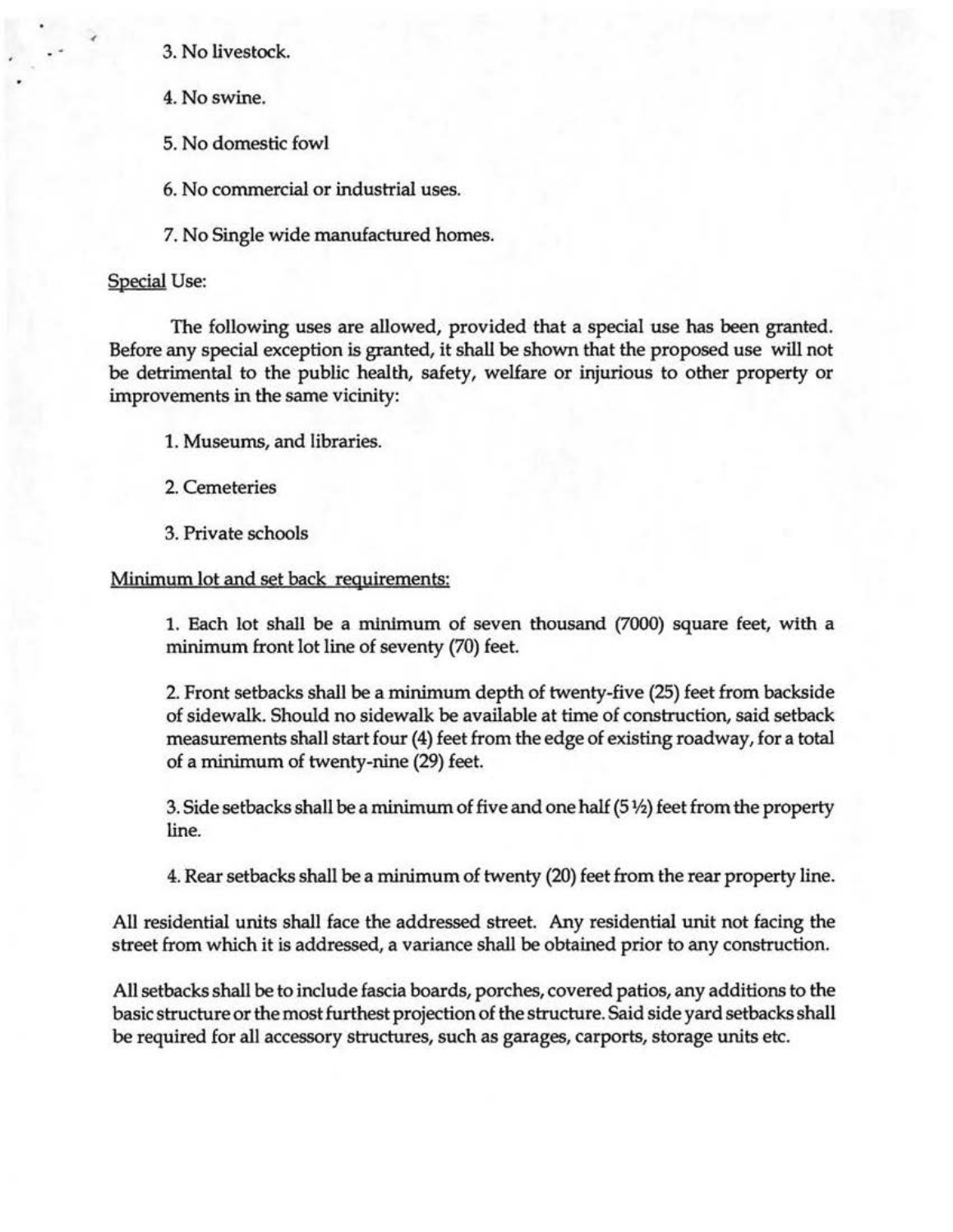3. No livestock.

4. No swine.

5. No domestic fowl

6. No commercial or industrial uses.

7. No Single wide manufactured homes.

Special Use:

The following uses are allowed, provided that a special use has been granted. Before any special exception is granted, it shall be shown that the proposed use will not be detrimental to the public health, safety, welfare or injurious to other property or improvements in the same vicinity:

1. Museums, and libraries.

2. Cemeteries

3. Private schools

Minimum lot and set back requirements:

1. Each lot shall be a minimum of seven thousand (7000) square feet, with a minimum front lot line of seventy (70) feet.

2. Front setbacks shall be a minimum depth of twenty-five (25) feet from backside of sidewalk. Should no sidewalk be available at time of construction, said setback measurements shall start four (4) feet from the edge of existing roadway, for a total of a minimum of twenty-nine (29) feet.

3. Side setbacks shall be a minimum of five and one half (5 ½) feet from the property line.

4. Rear setbacks shall be a minimum of twenty (20) feet from the rear property line.

All residential units shall face the addressed street. Any residential unit not facing the street from which it is addressed, a variance shall be obtained prior to any construction.

All setbacks shall be to include fascia boards, porches, covered patios, any additions to the basic structure or the most furthest projection of the structure. Said side yard setbacks shall be required for all accessory structures, such as garages, carports, storage units etc.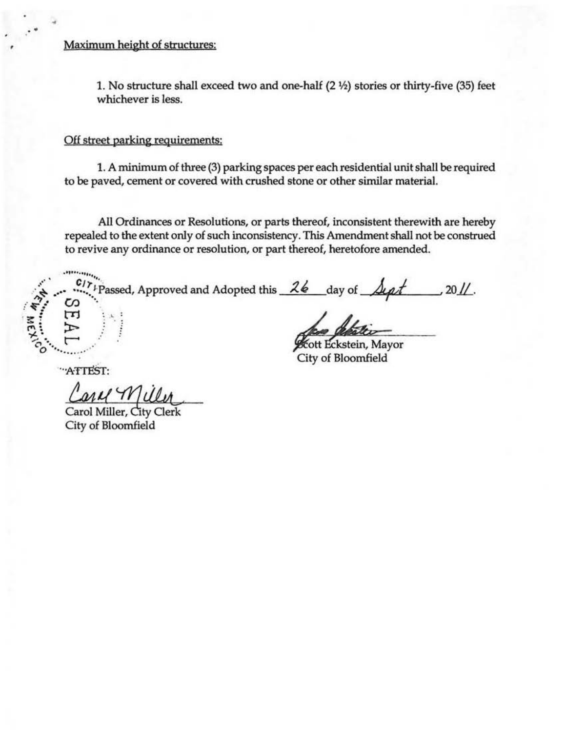Maximum height of structures:

1. No structure shall exceed two and one-half (2 ½) stories or thirty-five (35) feet whichever is less.

Off street parking requirements:

1. A minimum of three (3) parking spaces per each residential unit shall be required to be paved, cement or covered with crushed stone or other similar material.

All Ordinances or Resolutions, or parts thereof, inconsistent therewith are hereby repealed to the extent only of such inconsistency. This Amendment shall not be construed to revive any ordinance or resolution, or part thereof, heretofore amended.

CITY SEAL NEW MEXICO

Passed, Approved and Adopted this 26 day of Sept, 2011.

Scott Eckstein, Mayor
City of Bloomfield

ATTEST:

Carol Miller, City Clerk
City of Bloomfield